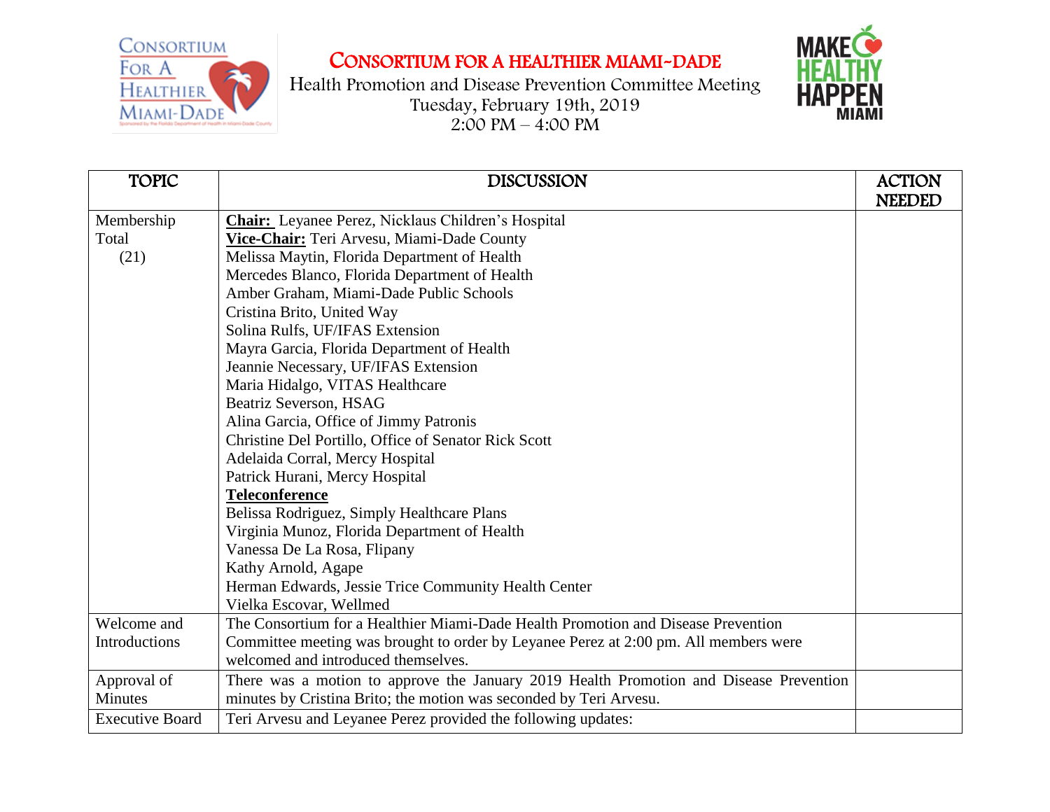# CONSORTIUM FOR A HEALTHIER MIAMI-DADE

Health Promotion and Disease Prevention Committee Meeting
Tuesday, February 19th, 2019
2:00 PM – 4:00 PM

| TOPIC | DISCUSSION | ACTION NEEDED |
|---|---|---|
| Membership Total (21) | **Chair:** Leyanee Perez, Nicklaus Children's Hospital<br>**Vice-Chair:** Teri Arvesu, Miami-Dade County<br>Melissa Maytin, Florida Department of Health<br>Mercedes Blanco, Florida Department of Health<br>Amber Graham, Miami-Dade Public Schools<br>Cristina Brito, United Way<br>Solina Rulfs, UF/IFAS Extension<br>Mayra Garcia, Florida Department of Health<br>Jeannie Necessary, UF/IFAS Extension<br>Maria Hidalgo, VITAS Healthcare<br>Beatriz Severson, HSAG<br>Alina Garcia, Office of Jimmy Patronis<br>Christine Del Portillo, Office of Senator Rick Scott<br>Adelaida Corral, Mercy Hospital<br>Patrick Hurani, Mercy Hospital<br>**Teleconference**<br>Belissa Rodriguez, Simply Healthcare Plans<br>Virginia Munoz, Florida Department of Health<br>Vanessa De La Rosa, Flipany<br>Kathy Arnold, Agape<br>Herman Edwards, Jessie Trice Community Health Center<br>Vielka Escovar, Wellmed | |
| Welcome and Introductions | The Consortium for a Healthier Miami-Dade Health Promotion and Disease Prevention Committee meeting was brought to order by Leyanee Perez at 2:00 pm. All members were welcomed and introduced themselves. | |
| Approval of Minutes | There was a motion to approve the January 2019 Health Promotion and Disease Prevention minutes by Cristina Brito; the motion was seconded by Teri Arvesu. | |
| Executive Board | Teri Arvesu and Leyanee Perez provided the following updates: | |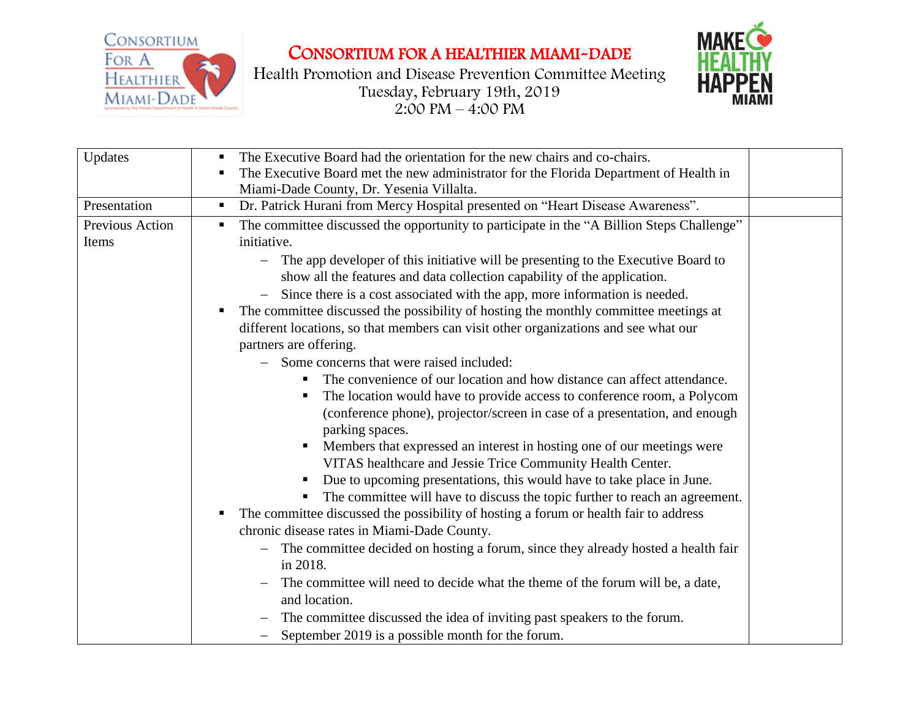# CONSORTIUM FOR A HEALTHIER MIAMI-DADE

Health Promotion and Disease Prevention Committee Meeting
Tuesday, February 19th, 2019
2:00 PM – 4:00 PM

| | | |
|---|---|---|
| Updates | ▪ The Executive Board had the orientation for the new chairs and co-chairs.<br>▪ The Executive Board met the new administrator for the Florida Department of Health in Miami-Dade County, Dr. Yesenia Villalta. | |
| Presentation | ▪ Dr. Patrick Hurani from Mercy Hospital presented on "Heart Disease Awareness". | |
| Previous Action Items | ▪ The committee discussed the opportunity to participate in the "A Billion Steps Challenge" initiative.<br>– The app developer of this initiative will be presenting to the Executive Board to show all the features and data collection capability of the application.<br>– Since there is a cost associated with the app, more information is needed.<br>▪ The committee discussed the possibility of hosting the monthly committee meetings at different locations, so that members can visit other organizations and see what our partners are offering.<br>– Some concerns that were raised included:<br>▪ The convenience of our location and how distance can affect attendance.<br>▪ The location would have to provide access to conference room, a Polycom (conference phone), projector/screen in case of a presentation, and enough parking spaces.<br>▪ Members that expressed an interest in hosting one of our meetings were VITAS healthcare and Jessie Trice Community Health Center.<br>▪ Due to upcoming presentations, this would have to take place in June.<br>▪ The committee will have to discuss the topic further to reach an agreement.<br>▪ The committee discussed the possibility of hosting a forum or health fair to address chronic disease rates in Miami-Dade County.<br>– The committee decided on hosting a forum, since they already hosted a health fair in 2018.<br>– The committee will need to decide what the theme of the forum will be, a date, and location.<br>– The committee discussed the idea of inviting past speakers to the forum.<br>– September 2019 is a possible month for the forum. | |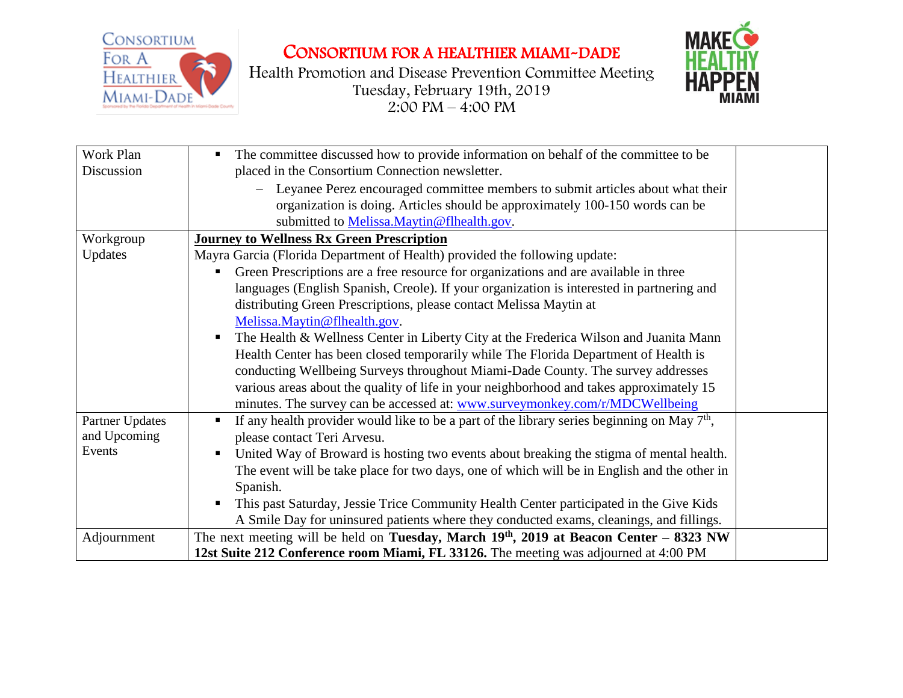# CONSORTIUM FOR A HEALTHIER MIAMI-DADE

Health Promotion and Disease Prevention Committee Meeting
Tuesday, February 19th, 2019
2:00 PM – 4:00 PM

| | | |
|---|---|---|
| Work Plan Discussion | ▪ The committee discussed how to provide information on behalf of the committee to be placed in the Consortium Connection newsletter.<br>– Leyanee Perez encouraged committee members to submit articles about what their organization is doing. Articles should be approximately 100-150 words can be submitted to Melissa.Maytin@flhealth.gov. | |
| Workgroup Updates | **Journey to Wellness Rx Green Prescription**<br>Mayra Garcia (Florida Department of Health) provided the following update:<br>▪ Green Prescriptions are a free resource for organizations and are available in three languages (English Spanish, Creole). If your organization is interested in partnering and distributing Green Prescriptions, please contact Melissa Maytin at Melissa.Maytin@flhealth.gov.<br>▪ The Health & Wellness Center in Liberty City at the Frederica Wilson and Juanita Mann Health Center has been closed temporarily while The Florida Department of Health is conducting Wellbeing Surveys throughout Miami-Dade County. The survey addresses various areas about the quality of life in your neighborhood and takes approximately 15 minutes. The survey can be accessed at: www.surveymonkey.com/r/MDCWellbeing | |
| Partner Updates and Upcoming Events | ▪ If any health provider would like to be a part of the library series beginning on May 7th, please contact Teri Arvesu.<br>▪ United Way of Broward is hosting two events about breaking the stigma of mental health. The event will be take place for two days, one of which will be in English and the other in Spanish.<br>▪ This past Saturday, Jessie Trice Community Health Center participated in the Give Kids A Smile Day for uninsured patients where they conducted exams, cleanings, and fillings. | |
| Adjournment | The next meeting will be held on **Tuesday, March 19th, 2019 at Beacon Center – 8323 NW 12st Suite 212 Conference room Miami, FL 33126.** The meeting was adjourned at 4:00 PM | |